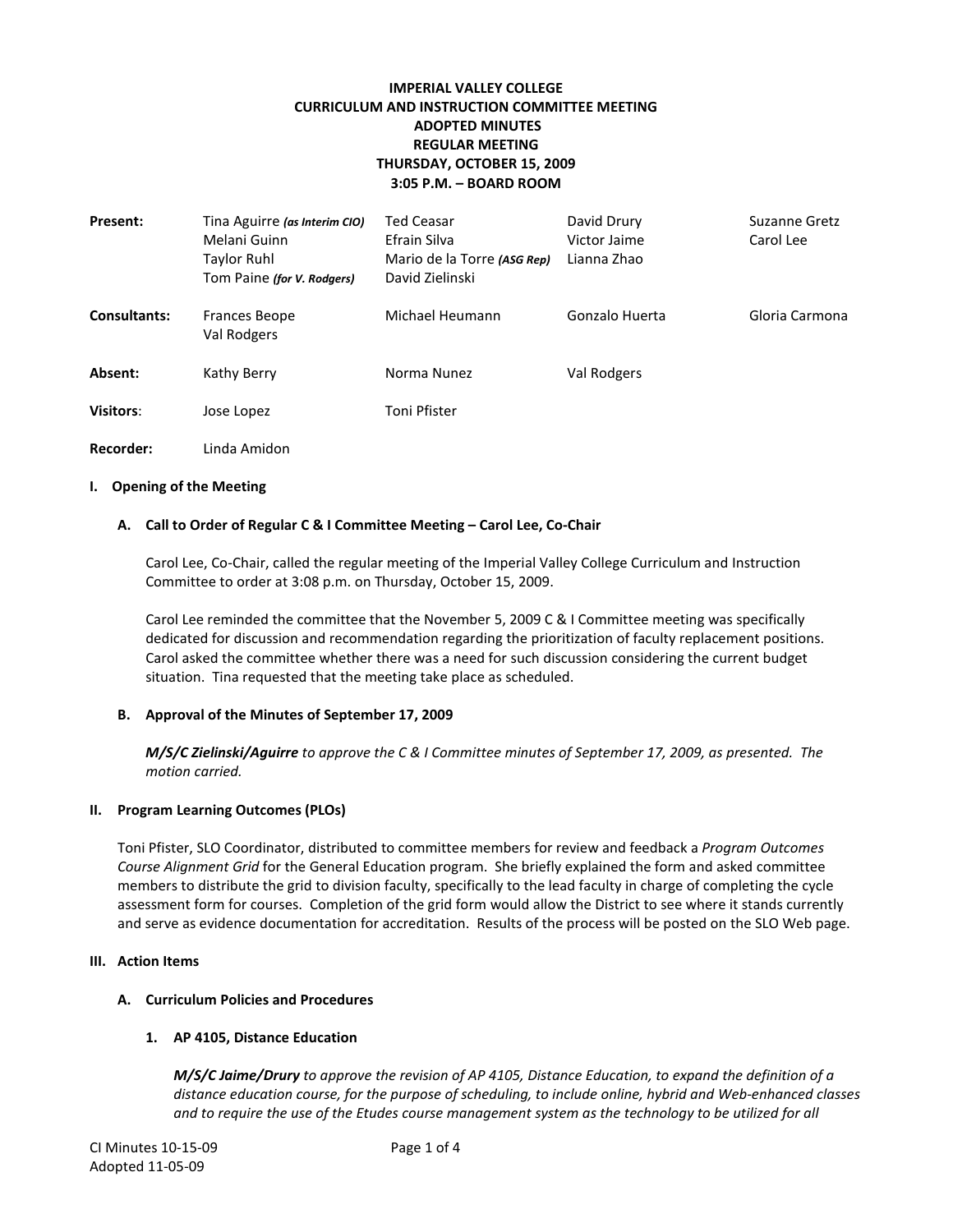**IMPERIAL VALLEY COLLEGE**
**CURRICULUM AND INSTRUCTION COMMITTEE MEETING**
**ADOPTED MINUTES**
**REGULAR MEETING**
**THURSDAY, OCTOBER 15, 2009**
**3:05 P.M. – BOARD ROOM**

| | | | | |
|---|---|---|---|---|
| **Present:** | Tina Aguirre *(as Interim CIO)* | Ted Ceasar | David Drury | Suzanne Gretz |
| | Melani Guinn | Efrain Silva | Victor Jaime | Carol Lee |
| | Taylor Ruhl | Mario de la Torre *(ASG Rep)* | Lianna Zhao | |
| | Tom Paine *(for V. Rodgers)* | David Zielinski | | |
| **Consultants:** | Frances Beope | Michael Heumann | Gonzalo Huerta | Gloria Carmona |
| | Val Rodgers | | | |
| **Absent:** | Kathy Berry | Norma Nunez | Val Rodgers | |
| **Visitors:** | Jose Lopez | Toni Pfister | | |
| **Recorder:** | Linda Amidon | | | |

## I. Opening of the Meeting

### A. Call to Order of Regular C & I Committee Meeting – Carol Lee, Co-Chair

Carol Lee, Co-Chair, called the regular meeting of the Imperial Valley College Curriculum and Instruction Committee to order at 3:08 p.m. on Thursday, October 15, 2009.

Carol Lee reminded the committee that the November 5, 2009 C & I Committee meeting was specifically dedicated for discussion and recommendation regarding the prioritization of faculty replacement positions. Carol asked the committee whether there was a need for such discussion considering the current budget situation. Tina requested that the meeting take place as scheduled.

### B. Approval of the Minutes of September 17, 2009

***M/S/C Zielinski/Aguirre*** *to approve the C & I Committee minutes of September 17, 2009, as presented. The motion carried.*

## II. Program Learning Outcomes (PLOs)

Toni Pfister, SLO Coordinator, distributed to committee members for review and feedback a *Program Outcomes Course Alignment Grid* for the General Education program. She briefly explained the form and asked committee members to distribute the grid to division faculty, specifically to the lead faculty in charge of completing the cycle assessment form for courses. Completion of the grid form would allow the District to see where it stands currently and serve as evidence documentation for accreditation. Results of the process will be posted on the SLO Web page.

## III. Action Items

### A. Curriculum Policies and Procedures

#### 1. AP 4105, Distance Education

***M/S/C Jaime/Drury*** *to approve the revision of AP 4105, Distance Education, to expand the definition of a distance education course, for the purpose of scheduling, to include online, hybrid and Web-enhanced classes and to require the use of the Etudes course management system as the technology to be utilized for all*

CI Minutes 10-15-09
Adopted 11-05-09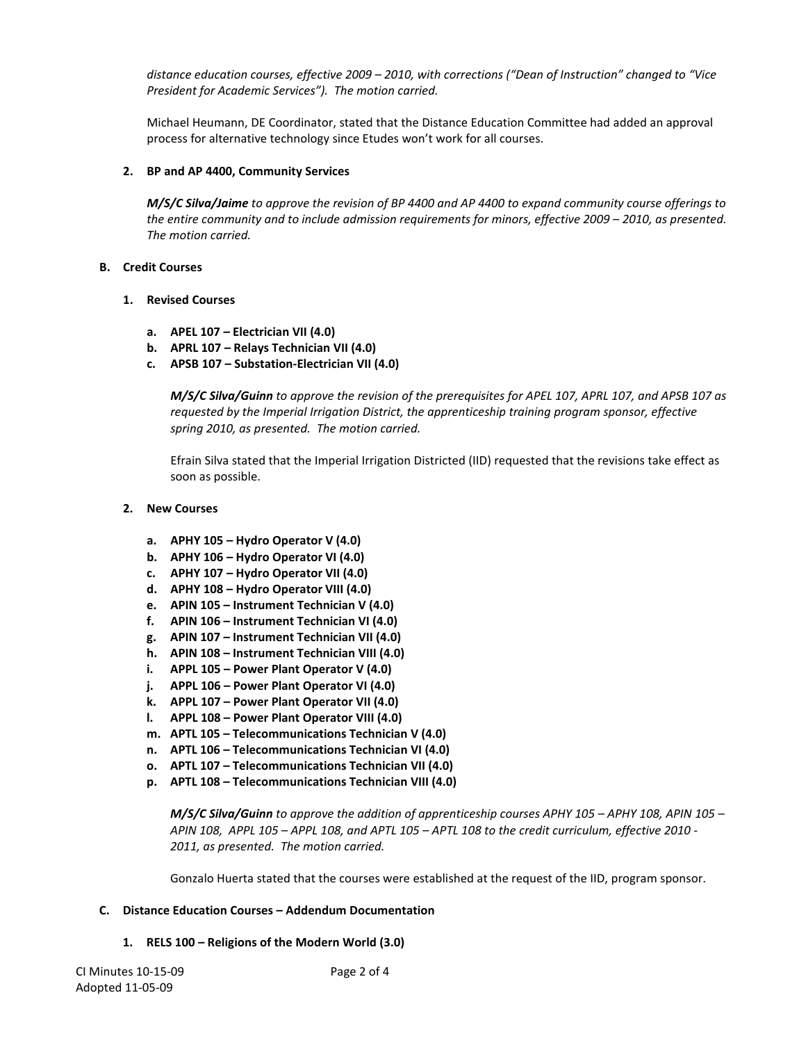*distance education courses, effective 2009 – 2010, with corrections ("Dean of Instruction" changed to "Vice President for Academic Services"). The motion carried.*

Michael Heumann, DE Coordinator, stated that the Distance Education Committee had added an approval process for alternative technology since Etudes won't work for all courses.

**2. BP and AP 4400, Community Services**

***M/S/C Silva/Jaime*** *to approve the revision of BP 4400 and AP 4400 to expand community course offerings to the entire community and to include admission requirements for minors, effective 2009 – 2010, as presented. The motion carried.*

**B. Credit Courses**

**1. Revised Courses**

**a. APEL 107 – Electrician VII (4.0)**
**b. APRL 107 – Relays Technician VII (4.0)**
**c. APSB 107 – Substation-Electrician VII (4.0)**

***M/S/C Silva/Guinn*** *to approve the revision of the prerequisites for APEL 107, APRL 107, and APSB 107 as requested by the Imperial Irrigation District, the apprenticeship training program sponsor, effective spring 2010, as presented. The motion carried.*

Efrain Silva stated that the Imperial Irrigation Districted (IID) requested that the revisions take effect as soon as possible.

**2. New Courses**

**a. APHY 105 – Hydro Operator V (4.0)**
**b. APHY 106 – Hydro Operator VI (4.0)**
**c. APHY 107 – Hydro Operator VII (4.0)**
**d. APHY 108 – Hydro Operator VIII (4.0)**
**e. APIN 105 – Instrument Technician V (4.0)**
**f. APIN 106 – Instrument Technician VI (4.0)**
**g. APIN 107 – Instrument Technician VII (4.0)**
**h. APIN 108 – Instrument Technician VIII (4.0)**
**i. APPL 105 – Power Plant Operator V (4.0)**
**j. APPL 106 – Power Plant Operator VI (4.0)**
**k. APPL 107 – Power Plant Operator VII (4.0)**
**l. APPL 108 – Power Plant Operator VIII (4.0)**
**m. APTL 105 – Telecommunications Technician V (4.0)**
**n. APTL 106 – Telecommunications Technician VI (4.0)**
**o. APTL 107 – Telecommunications Technician VII (4.0)**
**p. APTL 108 – Telecommunications Technician VIII (4.0)**

***M/S/C Silva/Guinn*** *to approve the addition of apprenticeship courses APHY 105 – APHY 108, APIN 105 – APIN 108, APPL 105 – APPL 108, and APTL 105 – APTL 108 to the credit curriculum, effective 2010 - 2011, as presented. The motion carried.*

Gonzalo Huerta stated that the courses were established at the request of the IID, program sponsor.

**C. Distance Education Courses – Addendum Documentation**

**1. RELS 100 – Religions of the Modern World (3.0)**

CI Minutes 10-15-09
Adopted 11-05-09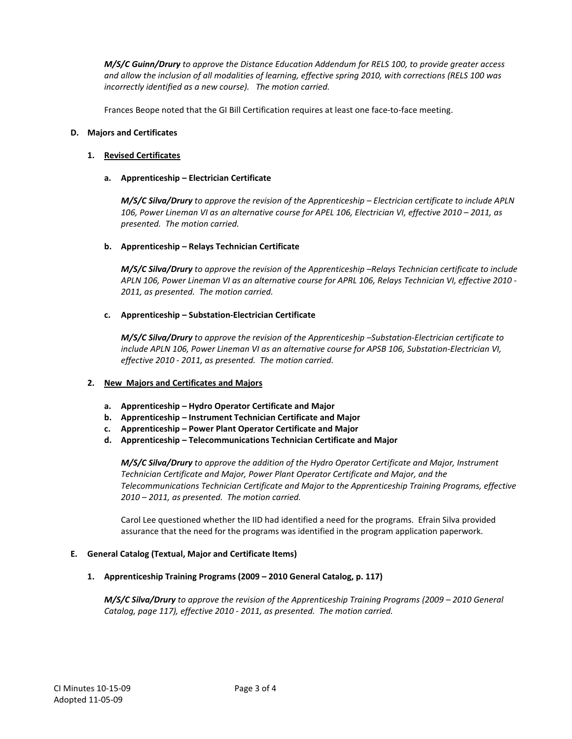***M/S/C Guinn/Drury** to approve the Distance Education Addendum for RELS 100, to provide greater access and allow the inclusion of all modalities of learning, effective spring 2010, with corrections (RELS 100 was incorrectly identified as a new course). The motion carried.*

Frances Beope noted that the GI Bill Certification requires at least one face-to-face meeting.

**D. Majors and Certificates**

**1. Revised Certificates**

**a. Apprenticeship – Electrician Certificate**

***M/S/C Silva/Drury** to approve the revision of the Apprenticeship – Electrician certificate to include APLN 106, Power Lineman VI as an alternative course for APEL 106, Electrician VI, effective 2010 – 2011, as presented. The motion carried.*

**b. Apprenticeship – Relays Technician Certificate**

***M/S/C Silva/Drury** to approve the revision of the Apprenticeship –Relays Technician certificate to include APLN 106, Power Lineman VI as an alternative course for APRL 106, Relays Technician VI, effective 2010 - 2011, as presented. The motion carried.*

**c. Apprenticeship – Substation-Electrician Certificate**

***M/S/C Silva/Drury** to approve the revision of the Apprenticeship –Substation-Electrician certificate to include APLN 106, Power Lineman VI as an alternative course for APSB 106, Substation-Electrician VI, effective 2010 - 2011, as presented. The motion carried.*

**2. New Majors and Certificates and Majors**

**a. Apprenticeship – Hydro Operator Certificate and Major**
**b. Apprenticeship – Instrument Technician Certificate and Major**
**c. Apprenticeship – Power Plant Operator Certificate and Major**
**d. Apprenticeship – Telecommunications Technician Certificate and Major**

***M/S/C Silva/Drury** to approve the addition of the Hydro Operator Certificate and Major, Instrument Technician Certificate and Major, Power Plant Operator Certificate and Major, and the Telecommunications Technician Certificate and Major to the Apprenticeship Training Programs, effective 2010 – 2011, as presented. The motion carried.*

Carol Lee questioned whether the IID had identified a need for the programs. Efrain Silva provided assurance that the need for the programs was identified in the program application paperwork.

**E. General Catalog (Textual, Major and Certificate Items)**

**1. Apprenticeship Training Programs (2009 – 2010 General Catalog, p. 117)**

***M/S/C Silva/Drury** to approve the revision of the Apprenticeship Training Programs (2009 – 2010 General Catalog, page 117), effective 2010 - 2011, as presented. The motion carried.*

CI Minutes 10-15-09
Adopted 11-05-09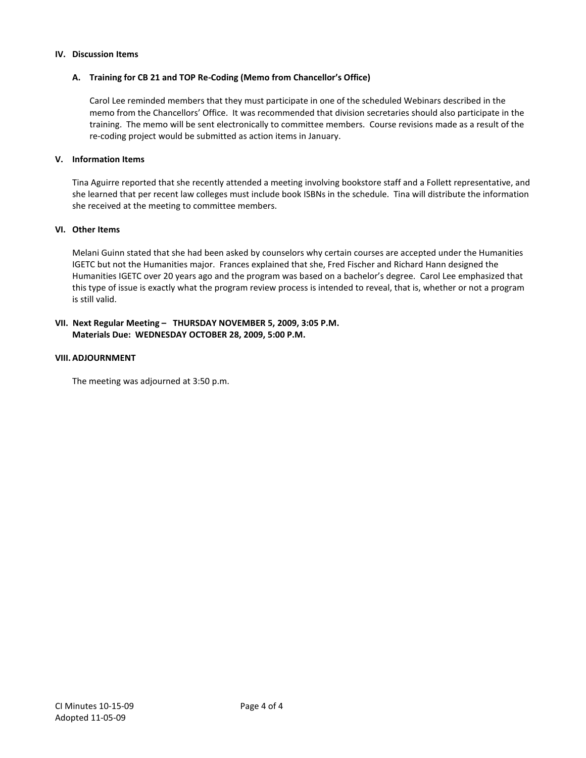**IV. Discussion Items**

**A. Training for CB 21 and TOP Re-Coding (Memo from Chancellor's Office)**

Carol Lee reminded members that they must participate in one of the scheduled Webinars described in the memo from the Chancellors' Office. It was recommended that division secretaries should also participate in the training. The memo will be sent electronically to committee members. Course revisions made as a result of the re-coding project would be submitted as action items in January.

**V. Information Items**

Tina Aguirre reported that she recently attended a meeting involving bookstore staff and a Follett representative, and she learned that per recent law colleges must include book ISBNs in the schedule. Tina will distribute the information she received at the meeting to committee members.

**VI. Other Items**

Melani Guinn stated that she had been asked by counselors why certain courses are accepted under the Humanities IGETC but not the Humanities major. Frances explained that she, Fred Fischer and Richard Hann designed the Humanities IGETC over 20 years ago and the program was based on a bachelor's degree. Carol Lee emphasized that this type of issue is exactly what the program review process is intended to reveal, that is, whether or not a program is still valid.

**VII. Next Regular Meeting – THURSDAY NOVEMBER 5, 2009, 3:05 P.M.**
**Materials Due: WEDNESDAY OCTOBER 28, 2009, 5:00 P.M.**

**VIII. ADJOURNMENT**

The meeting was adjourned at 3:50 p.m.

CI Minutes 10-15-09
Adopted 11-05-09